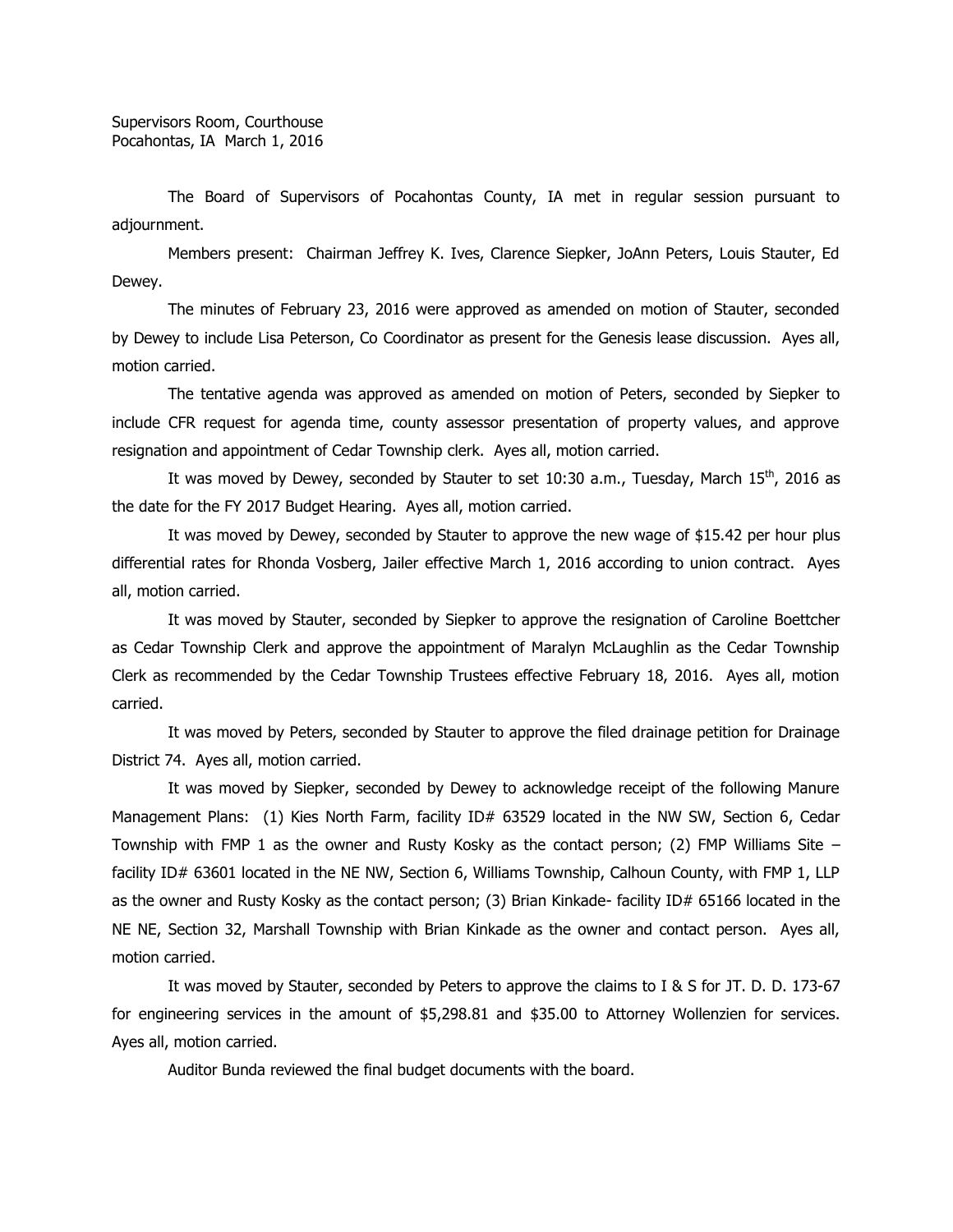Supervisors Room, Courthouse
Pocahontas, IA March 1, 2016

The Board of Supervisors of Pocahontas County, IA met in regular session pursuant to adjournment.

Members present: Chairman Jeffrey K. Ives, Clarence Siepker, JoAnn Peters, Louis Stauter, Ed Dewey.

The minutes of February 23, 2016 were approved as amended on motion of Stauter, seconded by Dewey to include Lisa Peterson, Co Coordinator as present for the Genesis lease discussion. Ayes all, motion carried.

The tentative agenda was approved as amended on motion of Peters, seconded by Siepker to include CFR request for agenda time, county assessor presentation of property values, and approve resignation and appointment of Cedar Township clerk. Ayes all, motion carried.

It was moved by Dewey, seconded by Stauter to set 10:30 a.m., Tuesday, March 15th, 2016 as the date for the FY 2017 Budget Hearing. Ayes all, motion carried.

It was moved by Dewey, seconded by Stauter to approve the new wage of $15.42 per hour plus differential rates for Rhonda Vosberg, Jailer effective March 1, 2016 according to union contract. Ayes all, motion carried.

It was moved by Stauter, seconded by Siepker to approve the resignation of Caroline Boettcher as Cedar Township Clerk and approve the appointment of Maralyn McLaughlin as the Cedar Township Clerk as recommended by the Cedar Township Trustees effective February 18, 2016. Ayes all, motion carried.

It was moved by Peters, seconded by Stauter to approve the filed drainage petition for Drainage District 74. Ayes all, motion carried.

It was moved by Siepker, seconded by Dewey to acknowledge receipt of the following Manure Management Plans: (1) Kies North Farm, facility ID# 63529 located in the NW SW, Section 6, Cedar Township with FMP 1 as the owner and Rusty Kosky as the contact person; (2) FMP Williams Site – facility ID# 63601 located in the NE NW, Section 6, Williams Township, Calhoun County, with FMP 1, LLP as the owner and Rusty Kosky as the contact person; (3) Brian Kinkade- facility ID# 65166 located in the NE NE, Section 32, Marshall Township with Brian Kinkade as the owner and contact person. Ayes all, motion carried.

It was moved by Stauter, seconded by Peters to approve the claims to I & S for JT. D. D. 173-67 for engineering services in the amount of $5,298.81 and $35.00 to Attorney Wollenzien for services. Ayes all, motion carried.

Auditor Bunda reviewed the final budget documents with the board.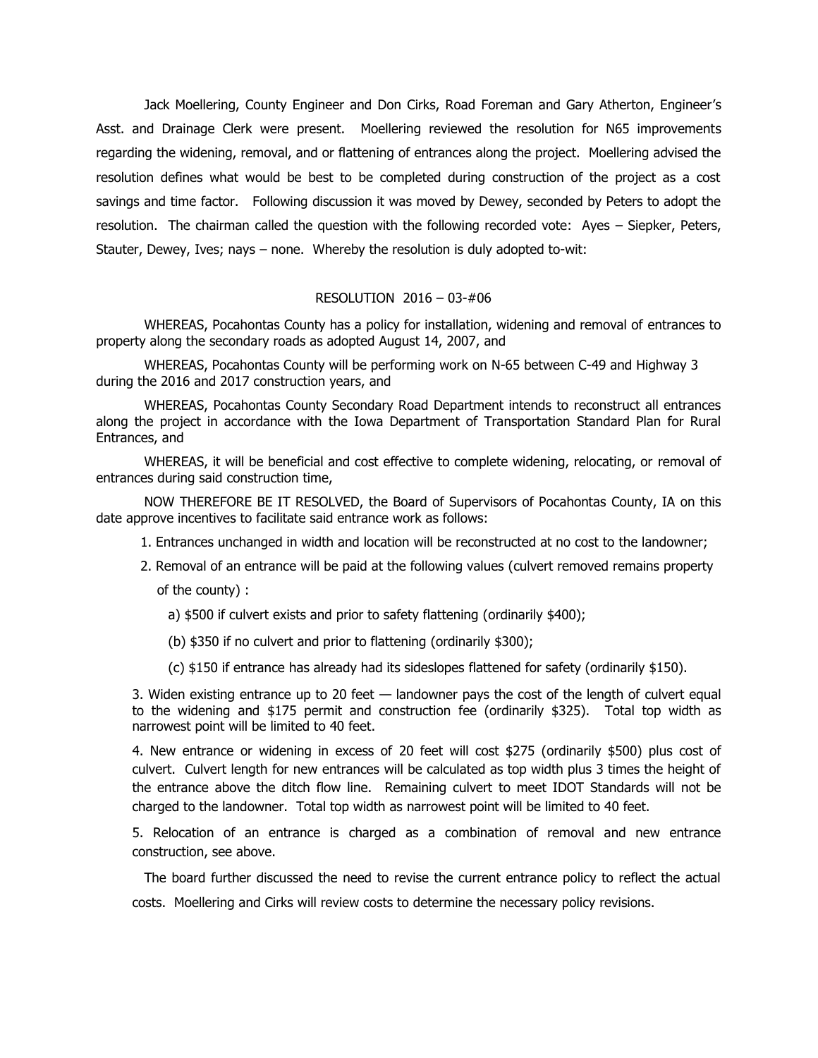Jack Moellering, County Engineer and Don Cirks, Road Foreman and Gary Atherton, Engineer's Asst. and Drainage Clerk were present. Moellering reviewed the resolution for N65 improvements regarding the widening, removal, and or flattening of entrances along the project. Moellering advised the resolution defines what would be best to be completed during construction of the project as a cost savings and time factor. Following discussion it was moved by Dewey, seconded by Peters to adopt the resolution. The chairman called the question with the following recorded vote: Ayes – Siepker, Peters, Stauter, Dewey, Ives; nays – none. Whereby the resolution is duly adopted to-wit:

RESOLUTION 2016 – 03-#06

WHEREAS, Pocahontas County has a policy for installation, widening and removal of entrances to property along the secondary roads as adopted August 14, 2007, and

WHEREAS, Pocahontas County will be performing work on N-65 between C-49 and Highway 3 during the 2016 and 2017 construction years, and

WHEREAS, Pocahontas County Secondary Road Department intends to reconstruct all entrances along the project in accordance with the Iowa Department of Transportation Standard Plan for Rural Entrances, and

WHEREAS, it will be beneficial and cost effective to complete widening, relocating, or removal of entrances during said construction time,

NOW THEREFORE BE IT RESOLVED, the Board of Supervisors of Pocahontas County, IA on this date approve incentives to facilitate said entrance work as follows:

1. Entrances unchanged in width and location will be reconstructed at no cost to the landowner;
2. Removal of an entrance will be paid at the following values (culvert removed remains property of the county) :
   - a) $500 if culvert exists and prior to safety flattening (ordinarily $400);
   - (b) $350 if no culvert and prior to flattening (ordinarily $300);
   - (c) $150 if entrance has already had its sideslopes flattened for safety (ordinarily $150).

3. Widen existing entrance up to 20 feet — landowner pays the cost of the length of culvert equal to the widening and $175 permit and construction fee (ordinarily $325). Total top width as narrowest point will be limited to 40 feet.

4. New entrance or widening in excess of 20 feet will cost $275 (ordinarily $500) plus cost of culvert. Culvert length for new entrances will be calculated as top width plus 3 times the height of the entrance above the ditch flow line. Remaining culvert to meet IDOT Standards will not be charged to the landowner. Total top width as narrowest point will be limited to 40 feet.

5. Relocation of an entrance is charged as a combination of removal and new entrance construction, see above.

The board further discussed the need to revise the current entrance policy to reflect the actual costs. Moellering and Cirks will review costs to determine the necessary policy revisions.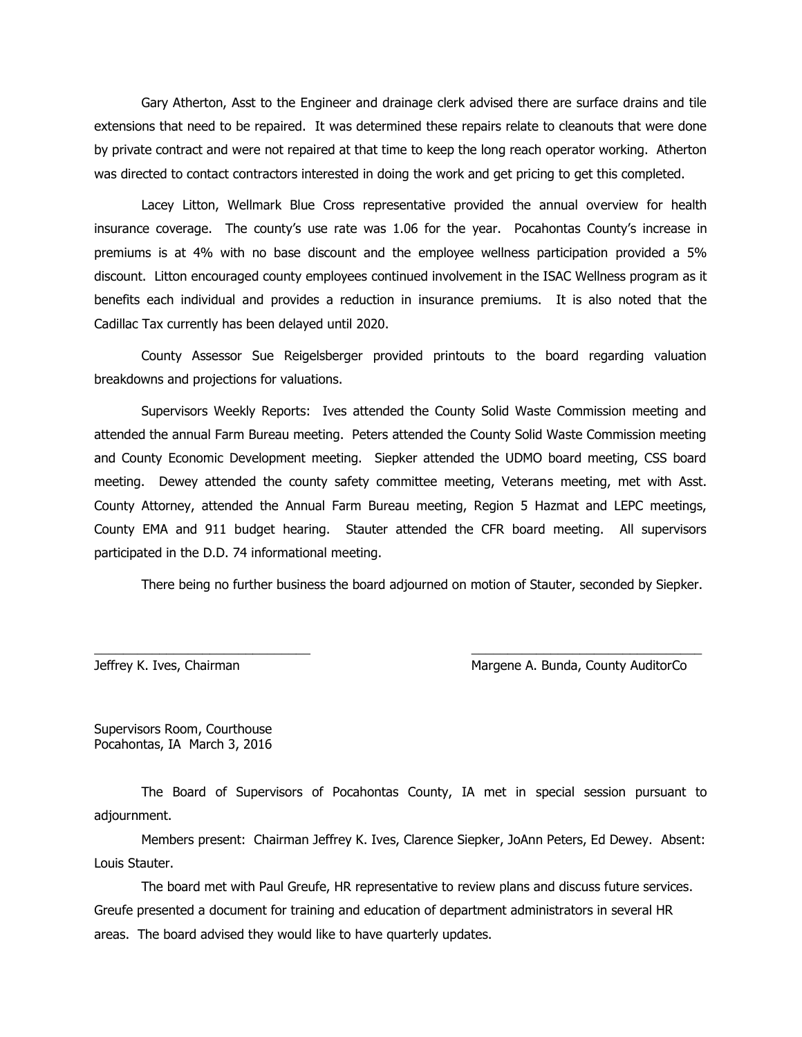Gary Atherton, Asst to the Engineer and drainage clerk advised there are surface drains and tile extensions that need to be repaired. It was determined these repairs relate to cleanouts that were done by private contract and were not repaired at that time to keep the long reach operator working. Atherton was directed to contact contractors interested in doing the work and get pricing to get this completed.

Lacey Litton, Wellmark Blue Cross representative provided the annual overview for health insurance coverage. The county's use rate was 1.06 for the year. Pocahontas County's increase in premiums is at 4% with no base discount and the employee wellness participation provided a 5% discount. Litton encouraged county employees continued involvement in the ISAC Wellness program as it benefits each individual and provides a reduction in insurance premiums. It is also noted that the Cadillac Tax currently has been delayed until 2020.

County Assessor Sue Reigelsberger provided printouts to the board regarding valuation breakdowns and projections for valuations.

Supervisors Weekly Reports: Ives attended the County Solid Waste Commission meeting and attended the annual Farm Bureau meeting. Peters attended the County Solid Waste Commission meeting and County Economic Development meeting. Siepker attended the UDMO board meeting, CSS board meeting. Dewey attended the county safety committee meeting, Veterans meeting, met with Asst. County Attorney, attended the Annual Farm Bureau meeting, Region 5 Hazmat and LEPC meetings, County EMA and 911 budget hearing. Stauter attended the CFR board meeting. All supervisors participated in the D.D. 74 informational meeting.

There being no further business the board adjourned on motion of Stauter, seconded by Siepker.

\_\_\_\_\_\_\_\_\_\_\_\_\_\_\_\_\_\_\_\_\_\_\_\_\_\_\_\_\_\_ \_\_\_\_\_\_\_\_\_\_\_\_\_\_\_\_\_\_\_\_\_\_\_\_\_\_\_\_\_\_

Jeffrey K. Ives, Chairman Margene A. Bunda, County AuditorCo

Supervisors Room, Courthouse
Pocahontas, IA March 3, 2016

The Board of Supervisors of Pocahontas County, IA met in special session pursuant to adjournment.

Members present: Chairman Jeffrey K. Ives, Clarence Siepker, JoAnn Peters, Ed Dewey. Absent: Louis Stauter.

The board met with Paul Greufe, HR representative to review plans and discuss future services. Greufe presented a document for training and education of department administrators in several HR areas. The board advised they would like to have quarterly updates.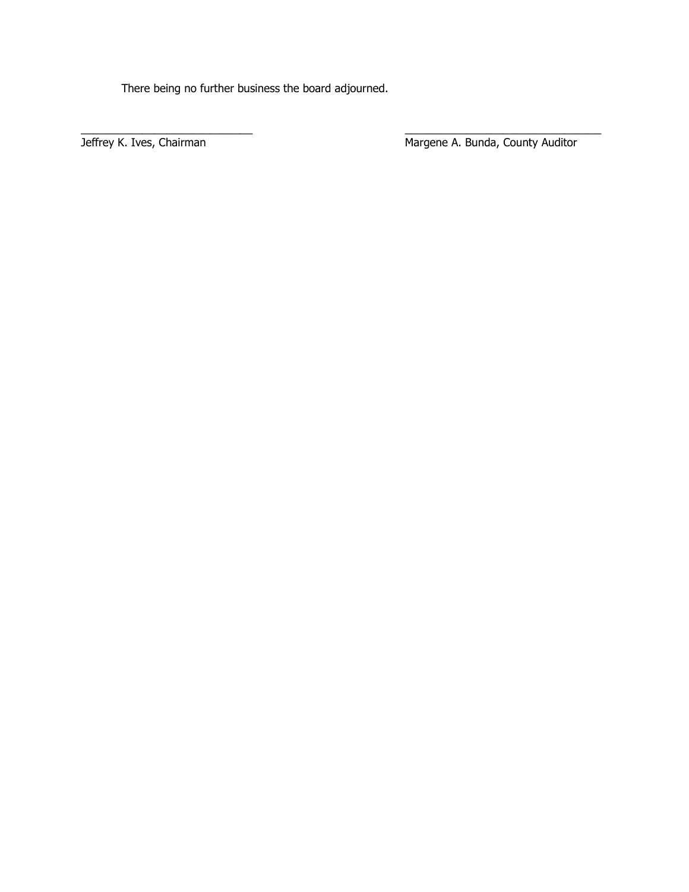There being no further business the board adjourned.

| | |
|---|---|
| _____________________________ | __________________________________ |
| Jeffrey K. Ives, Chairman | Margene A. Bunda, County Auditor |